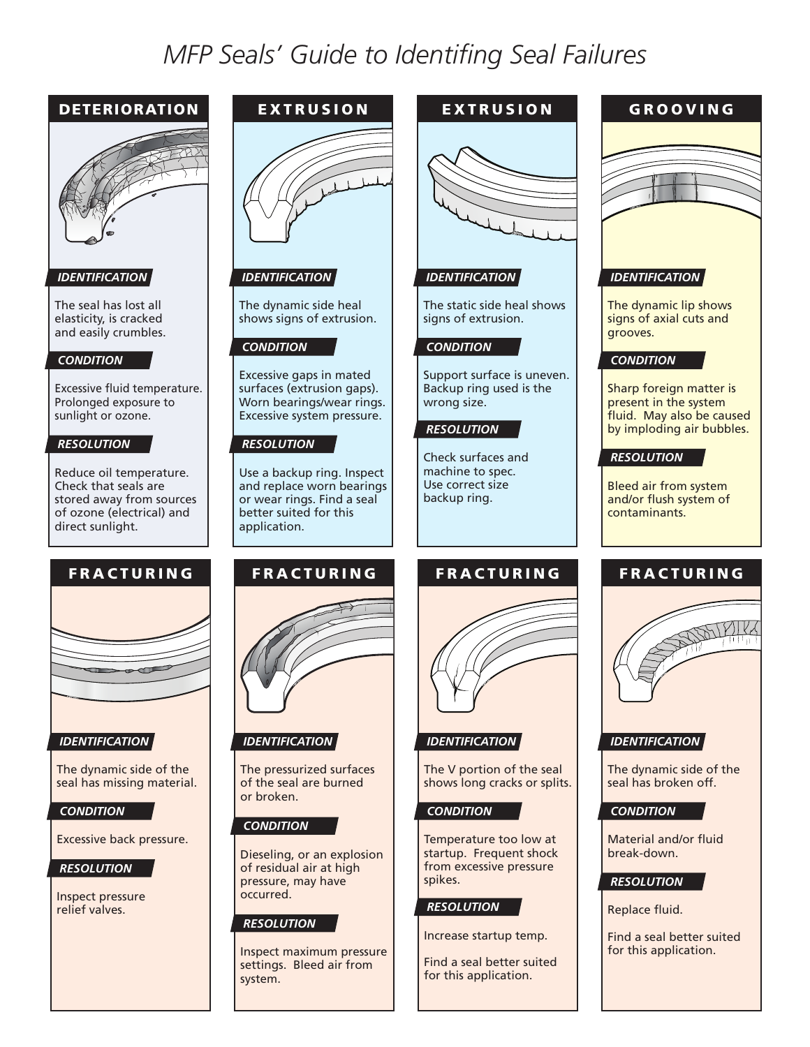# MFP Seals' Guide to Identifing Seal Failures

## DETERIORATION

### IDENTIFICATION

The seal has lost all elasticity, is cracked and easily crumbles.

### CONDITION

Excessive fluid temperature. Prolonged exposure to sunlight or ozone.

### RESOLUTION

Reduce oil temperature. Check that seals are stored away from sources of ozone (electrical) and direct sunlight.

## EXTRUSION

### IDENTIFICATION

The dynamic side heal shows signs of extrusion.

### CONDITION

Excessive gaps in mated surfaces (extrusion gaps). Worn bearings/wear rings. Excessive system pressure.

### RESOLUTION

Use a backup ring. Inspect and replace worn bearings or wear rings. Find a seal better suited for this application.

## EXTRUSION

### IDENTIFICATION

The static side heal shows signs of extrusion.

### CONDITION

Support surface is uneven. Backup ring used is the wrong size.

### RESOLUTION

Check surfaces and machine to spec. Use correct size backup ring.

## GROOVING

### IDENTIFICATION

The dynamic lip shows signs of axial cuts and grooves.

### CONDITION

Sharp foreign matter is present in the system fluid. May also be caused by imploding air bubbles.

### RESOLUTION

Bleed air from system and/or flush system of contaminants.

## FRACTURING

### IDENTIFICATION

The dynamic side of the seal has missing material.

### CONDITION

Excessive back pressure.

### RESOLUTION

Inspect pressure relief valves.

## FRACTURING

### IDENTIFICATION

The pressurized surfaces of the seal are burned or broken.

### CONDITION

Dieseling, or an explosion of residual air at high pressure, may have occurred.

### RESOLUTION

Inspect maximum pressure settings. Bleed air from system.

## FRACTURING

### IDENTIFICATION

The V portion of the seal shows long cracks or splits.

### CONDITION

Temperature too low at startup. Frequent shock from excessive pressure spikes.

### RESOLUTION

Increase startup temp.

Find a seal better suited for this application.

## FRACTURING

### IDENTIFICATION

The dynamic side of the seal has broken off.

### CONDITION

Material and/or fluid break-down.

### RESOLUTION

Replace fluid.

Find a seal better suited for this application.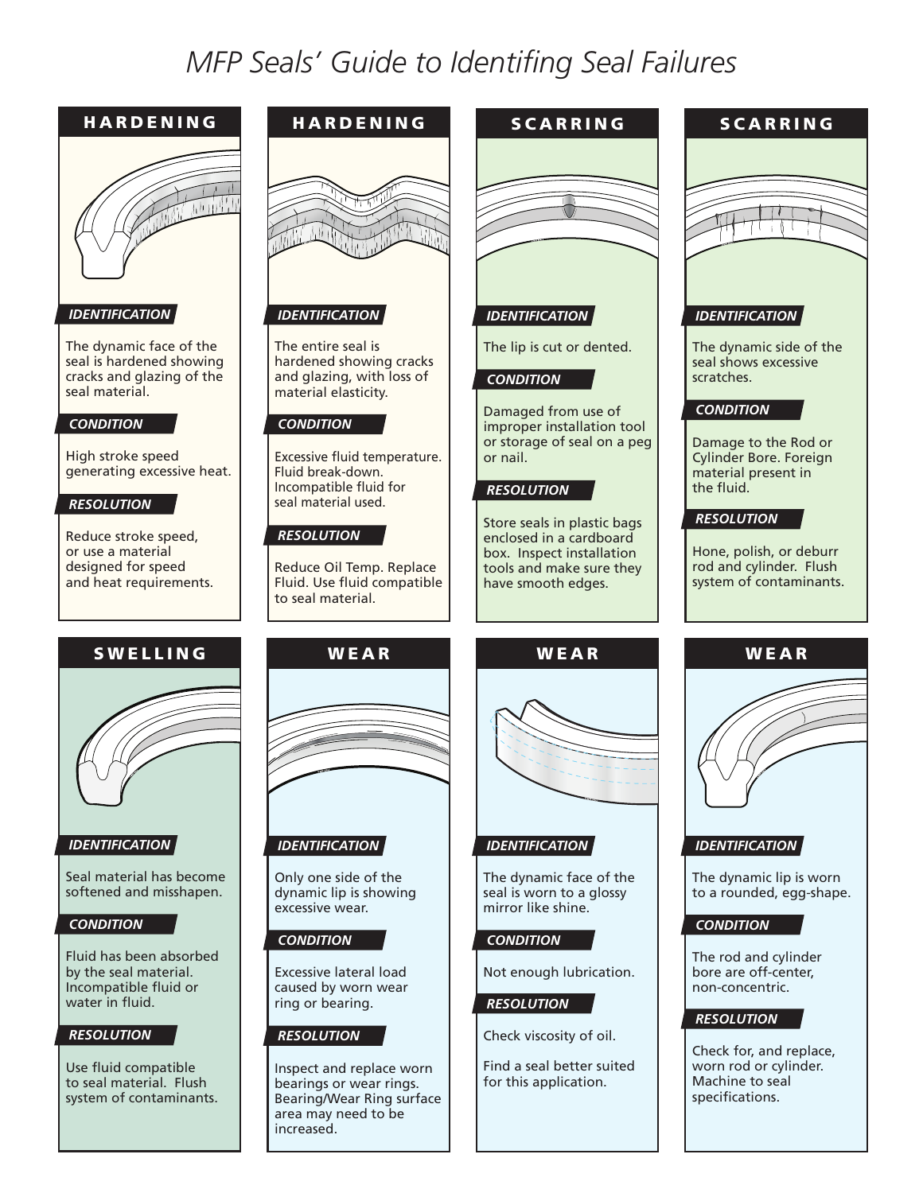# MFP Seals' Guide to Identifing Seal Failures

## HARDENING

*IDENTIFICATION*

The dynamic face of the seal is hardened showing cracks and glazing of the seal material.

*CONDITION*

High stroke speed generating excessive heat.

*RESOLUTION*

Reduce stroke speed, or use a material designed for speed and heat requirements.

## HARDENING

*IDENTIFICATION*

The entire seal is hardened showing cracks and glazing, with loss of material elasticity.

*CONDITION*

Excessive fluid temperature. Fluid break-down. Incompatible fluid for seal material used.

*RESOLUTION*

Reduce Oil Temp. Replace Fluid. Use fluid compatible to seal material.

## SCARRING

*IDENTIFICATION*

The lip is cut or dented.

*CONDITION*

Damaged from use of improper installation tool or storage of seal on a peg or nail.

*RESOLUTION*

Store seals in plastic bags enclosed in a cardboard box. Inspect installation tools and make sure they have smooth edges.

## SCARRING

*IDENTIFICATION*

The dynamic side of the seal shows excessive scratches.

*CONDITION*

Damage to the Rod or Cylinder Bore. Foreign material present in the fluid.

*RESOLUTION*

Hone, polish, or deburr rod and cylinder. Flush system of contaminants.

## SWELLING

*IDENTIFICATION*

Seal material has become softened and misshapen.

*CONDITION*

Fluid has been absorbed by the seal material. Incompatible fluid or water in fluid.

*RESOLUTION*

Use fluid compatible to seal material. Flush system of contaminants.

## WEAR

*IDENTIFICATION*

Only one side of the dynamic lip is showing excessive wear.

*CONDITION*

Excessive lateral load caused by worn wear ring or bearing.

*RESOLUTION*

Inspect and replace worn bearings or wear rings. Bearing/Wear Ring surface area may need to be increased.

## WEAR

*IDENTIFICATION*

The dynamic face of the seal is worn to a glossy mirror like shine.

*CONDITION*

Not enough lubrication.

*RESOLUTION*

Check viscosity of oil.

Find a seal better suited for this application.

## WEAR

*IDENTIFICATION*

The dynamic lip is worn to a rounded, egg-shape.

*CONDITION*

The rod and cylinder bore are off-center, non-concentric.

*RESOLUTION*

Check for, and replace, worn rod or cylinder. Machine to seal specifications.